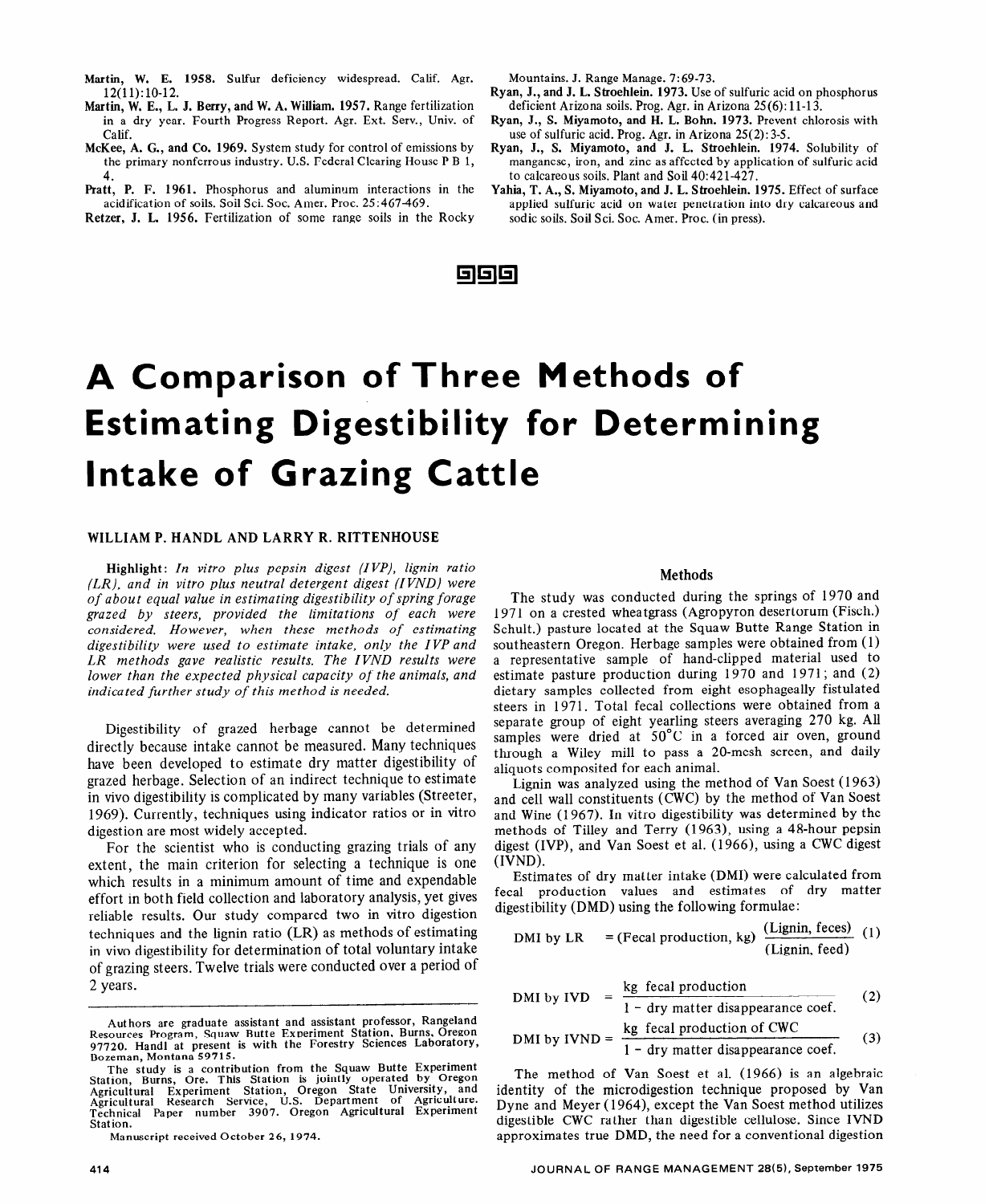Martin, W. E. 1958. Sulfur deficiency widespread. Calif. Agr. 12(11):10-12.

Martin, W. E., L. J. Berry, and W. A. William. 1957. Range fertilization in a dry year. Fourth Progress Report. Agr. Ext. Serv., Univ. of Calif.

McKee, A. G., and Co. 1969. System study for control of emissions by the primary nonferrous industry. U.S. Federal Clearing House P B 1, 4.

Pratt, P. F. 1961. Phosphorus and aluminum interactions in the acidification of soils. Soil Sci. Soc. Amer. Proc. 25:467-469.

Retzer, J. L. 1956. Fertilization of some range soils in the Rocky Mountains. J. Range Manage. 7:69-73.

Ryan, J., and J. L. Stroehlein. 1973. Use of sulfuric acid on phosphorus deficient Arizona soils. Prog. Agr. in Arizona 25(6):11-13.

Ryan, J., S. Miyamoto, and H. L. Bohn. 1973. Prevent chlorosis with use of sulfuric acid. Prog. Agr. in Arizona 25(2):3-5.

Ryan, J., S. Miyamoto, and J. L. Stroehlein. 1974. Solubility of manganese, iron, and zinc as affected by application of sulfuric acid to calcareous soils. Plant and Soil 40:421-427.

Yahia, T. A., S. Miyamoto, and J. L. Stroehlein. 1975. Effect of surface applied sulfuric acid on water penetration into dry calcareous and sodic soils. Soil Sci. Soc. Amer. Proc. (in press).

# A Comparison of Three Methods of Estimating Digestibility for Determining Intake of Grazing Cattle

**WILLIAM P. HANDL AND LARRY R. RITTENHOUSE**

**Highlight:** *In vitro plus pepsin digest (IVP), lignin ratio (LR), and in vitro plus neutral detergent digest (IVND) were of about equal value in estimating digestibility of spring forage grazed by steers, provided the limitations of each were considered. However, when these methods of estimating digestibility were used to estimate intake, only the IVP and LR methods gave realistic results. The IVND results were lower than the expected physical capacity of the animals, and indicated further study of this method is needed.*

Digestibility of grazed herbage cannot be determined directly because intake cannot be measured. Many techniques have been developed to estimate dry matter digestibility of grazed herbage. Selection of an indirect technique to estimate in vivo digestibility is complicated by many variables (Streeter, 1969). Currently, techniques using indicator ratios or in vitro digestion are most widely accepted.

For the scientist who is conducting grazing trials of any extent, the main criterion for selecting a technique is one which results in a minimum amount of time and expendable effort in both field collection and laboratory analysis, yet gives reliable results. Our study compared two in vitro digestion techniques and the lignin ratio (LR) as methods of estimating in vivo digestibility for determination of total voluntary intake of grazing steers. Twelve trials were conducted over a period of 2 years.

Authors are graduate assistant and assistant professor, Rangeland Resources Program, Squaw Butte Experiment Station, Burns, Oregon 97720. Handl at present is with the Forestry Sciences Laboratory, Bozeman, Montana 59715.

The study is a contribution from the Squaw Butte Experiment Station, Burns, Ore. This Station is jointly operated by Oregon Agricultural Experiment Station, Oregon State University, and Agricultural Research Service, U.S. Department of Agriculture. Technical Paper number 3907. Oregon Agricultural Experiment Station.

Manuscript received October 26, 1974.

## Methods

The study was conducted during the springs of 1970 and 1971 on a crested wheatgrass (Agropyron desertorum (Fisch.) Schult.) pasture located at the Squaw Butte Range Station in southeastern Oregon. Herbage samples were obtained from (1) a representative sample of hand-clipped material used to estimate pasture production during 1970 and 1971; and (2) dietary samples collected from eight esophageally fistulated steers in 1971. Total fecal collections were obtained from a separate group of eight yearling steers averaging 270 kg. All samples were dried at 50°C in a forced air oven, ground through a Wiley mill to pass a 20-mesh screen, and daily aliquots composited for each animal.

Lignin was analyzed using the method of Van Soest (1963) and cell wall constituents (CWC) by the method of Van Soest and Wine (1967). In vitro digestibility was determined by the methods of Tilley and Terry (1963), using a 48-hour pepsin digest (IVP), and Van Soest et al. (1966), using a CWC digest (IVND).

Estimates of dry matter intake (DMI) were calculated from fecal production values and estimates of dry matter digestibility (DMD) using the following formulae:

$$\text{DMI by LR} = (\text{Fecal production, kg}) \frac{(\text{Lignin, feces})}{(\text{Lignin, feed})} \quad (1)$$

$$\text{DMI by IVD} = \frac{\text{kg fecal production}}{1 - \text{dry matter disappearance coef.}} \quad (2)$$

$$\text{DMI by IVND} = \frac{\text{kg fecal production of CWC}}{1 - \text{dry matter disappearance coef.}} \quad (3)$$

The method of Van Soest et al. (1966) is an algebraic identity of the microdigestion technique proposed by Van Dyne and Meyer (1964), except the Van Soest method utilizes digestible CWC rather than digestible cellulose. Since IVND approximates true DMD, the need for a conventional digestion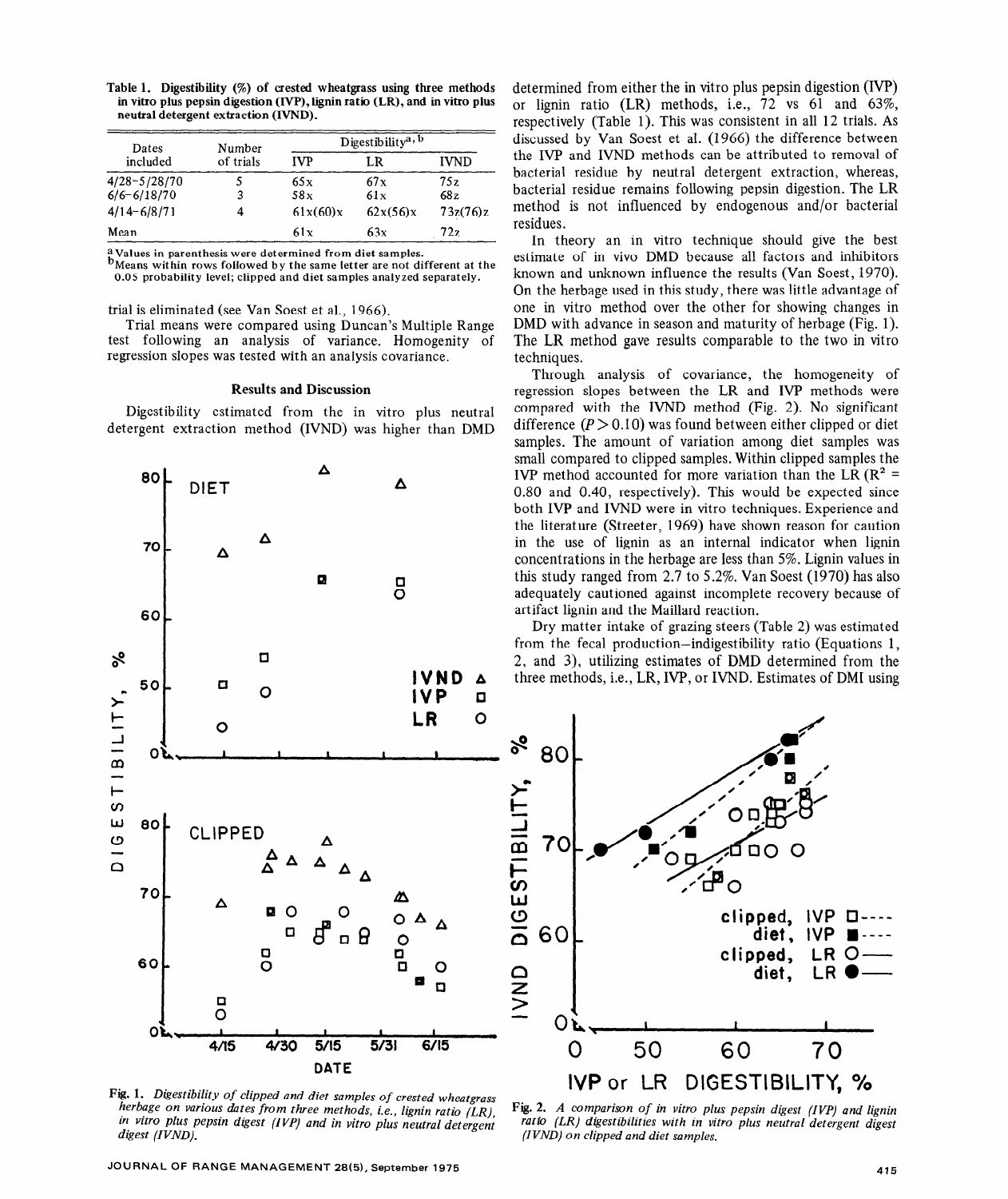Table 1. Digestibility (%) of crested wheatgrass using three methods in vitro plus pepsin digestion (IVP), lignin ratio (LR), and in vitro plus neutral detergent extraction (IVND).

| Dates included | Number of trials | Digestibility[a, b] | | |
|---|---|---|---|---|
| | | IVP | LR | IVND |
| 4/28–5/28/70 | 5 | 65x | 67x | 75z |
| 6/6–6/18/70 | 3 | 58x | 61x | 68z |
| 4/14–6/8/71 | 4 | 61x(60)x | 62x(56)x | 73z(76)z |
| Mean | | 61x | 63x | 72z |

[a] Values in parenthesis were determined from diet samples.
[b] Means within rows followed by the same letter are not different at the 0.05 probability level; clipped and diet samples analyzed separately.

trial is eliminated (see Van Soest et al., 1966).

Trial means were compared using Duncan's Multiple Range test following an analysis of variance. Homogeneity of regression slopes was tested with an analysis covariance.

## Results and Discussion

Digestibility estimated from the in vitro plus neutral detergent extraction method (IVND) was higher than DMD determined from either the in vitro plus pepsin digestion (IVP) or lignin ratio (LR) methods, i.e., 72 vs 61 and 63%, respectively (Table 1). This was consistent in all 12 trials. As discussed by Van Soest et al. (1966) the difference between the IVP and IVND methods can be attributed to removal of bacterial residue by neutral detergent extraction, whereas, bacterial residue remains following pepsin digestion. The LR method is not influenced by endogenous and/or bacterial residues.

In theory an in vitro technique should give the best estimate of in vivo DMD because all factors and inhibitors known and unknown influence the results (Van Soest, 1970). On the herbage used in this study, there was little advantage of one in vitro method over the other for showing changes in DMD with advance in season and maturity of herbage (Fig. 1). The LR method gave results comparable to the two in vitro techniques.

Through analysis of covariance, the homogeneity of regression slopes between the LR and IVP methods were compared with the IVND method (Fig. 2). No significant difference ($P > 0.10$) was found between either clipped or diet samples. The amount of variation among diet samples was small compared to clipped samples. Within clipped samples the IVP method accounted for more variation than the LR ($R^2$ = 0.80 and 0.40, respectively). This would be expected since both IVP and IVND were in vitro techniques. Experience and the literature (Streeter, 1969) have shown reason for caution in the use of lignin as an internal indicator when lignin concentrations in the herbage are less than 5%. Lignin values in this study ranged from 2.7 to 5.2%. Van Soest (1970) has also adequately cautioned against incomplete recovery because of artifact lignin and the Maillard reaction.

Dry matter intake of grazing steers (Table 2) was estimated from the fecal production–indigestibility ratio (Equations 1, 2, and 3), utilizing estimates of DMD determined from the three methods, i.e., LR, IVP, or IVND. Estimates of DMI using

Fig. 1. *Digestibility of clipped and diet samples of crested wheatgrass herbage on various dates from three methods, i.e., lignin ratio (LR), in vitro plus pepsin digest (IVP) and in vitro plus neutral detergent digest (IVND).*

Fig. 2. *A comparison of in vitro plus pepsin digest (IVP) and lignin ratio (LR) digestibilities with in vitro plus neutral detergent digest (IVND) on clipped and diet samples.*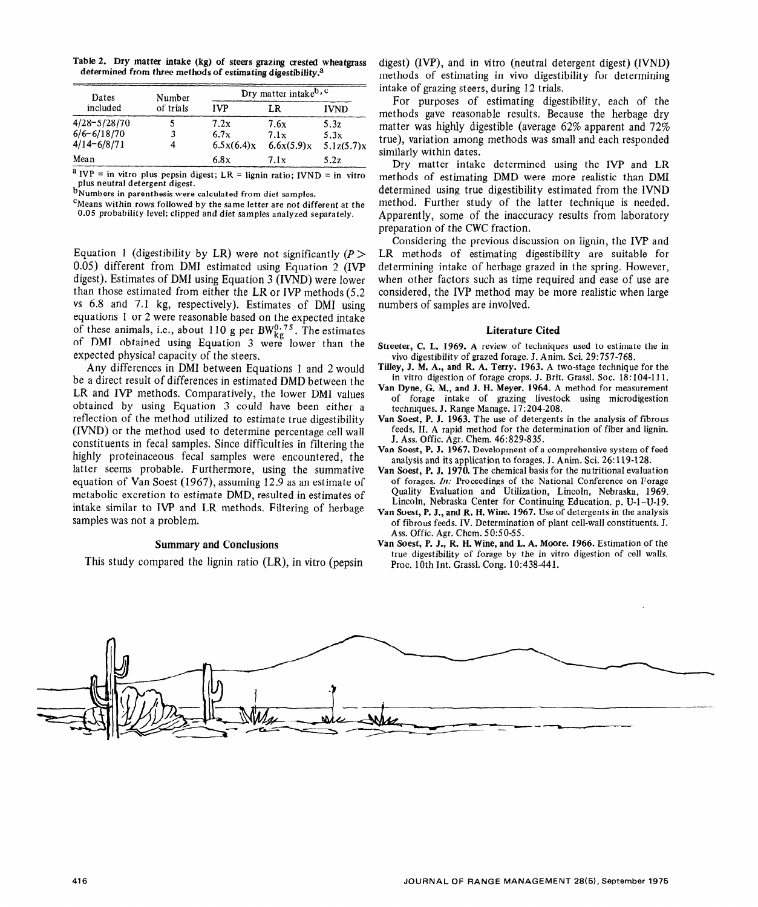Table 2. Dry matter intake (kg) of steers grazing crested wheatgrass determined from three methods of estimating digestibility.[a]

| Dates included | Number of trials | Dry matter intake[b,c] | | |
|---|---|---|---|---|
| | | IVP | LR | IVND |
| 4/28–5/28/70 | 5 | 7.2x | 7.6x | 5.3z |
| 6/6–6/18/70 | 3 | 6.7x | 7.1x | 5.3x |
| 4/14–6/8/71 | 4 | 6.5x(6.4)x | 6.6x(5.9)x | 5.1z(5.7)x |
| Mean | | 6.8x | 7.1x | 5.2z |

[a] IVP = in vitro plus pepsin digest; LR = lignin ratio; IVND = in vitro plus neutral detergent digest.

[b] Numbers in parenthesis were calculated from diet samples.

[c] Means within rows followed by the same letter are not different at the 0.05 probability level; clipped and diet samples analyzed separately.

Equation 1 (digestibility by LR) were not significantly ($P >$ 0.05) different from DMI estimated using Equation 2 (IVP digest). Estimates of DMI using Equation 3 (IVND) were lower than those estimated from either the LR or IVP methods (5.2 vs 6.8 and 7.1 kg, respectively). Estimates of DMI using equations 1 or 2 were reasonable based on the expected intake of these animals, i.e., about 110 g per $BW_{kg}^{0.75}$. The estimates of DMI obtained using Equation 3 were lower than the expected physical capacity of the steers.

Any differences in DMI between Equations 1 and 2 would be a direct result of differences in estimated DMD between the LR and IVP methods. Comparatively, the lower DMI values obtained by using Equation 3 could have been either a reflection of the method utilized to estimate true digestibility (IVND) or the method used to determine percentage cell wall constituents in fecal samples. Since difficulties in filtering the highly proteinaceous fecal samples were encountered, the latter seems probable. Furthermore, using the summative equation of Van Soest (1967), assuming 12.9 as an estimate of metabolic excretion to estimate DMD, resulted in estimates of intake similar to IVP and LR methods. Filtering of herbage samples was not a problem.

## Summary and Conclusions

This study compared the lignin ratio (LR), in vitro (pepsin digest) (IVP), and in vitro (neutral detergent digest) (IVND) methods of estimating in vivo digestibility for determining intake of grazing steers, during 12 trials.

For purposes of estimating digestibility, each of the methods gave reasonable results. Because the herbage dry matter was highly digestible (average 62% apparent and 72% true), variation among methods was small and each responded similarly within dates.

Dry matter intake determined using the IVP and LR methods of estimating DMD were more realistic than DMI determined using true digestibility estimated from the IVND method. Further study of the latter technique is needed. Apparently, some of the inaccuracy results from laboratory preparation of the CWC fraction.

Considering the previous discussion on lignin, the IVP and LR methods of estimating digestibility are suitable for determining intake of herbage grazed in the spring. However, when other factors such as time required and ease of use are considered, the IVP method may be more realistic when large numbers of samples are involved.

## Literature Cited

**Streeter, C. L. 1969.** A review of techniques used to estimate the in vivo digestibility of grazed forage. J. Anim. Sci. 29:757-768.

**Tilley, J. M. A., and R. A. Terry. 1963.** A two-stage technique for the in vitro digestion of forage crops. J. Brit. Grassl. Soc. 18:104-111.

**Van Dyne, G. M., and J. H. Meyer. 1964.** A method for measurement of forage intake of grazing livestock using microdigestion techniques. J. Range Manage. 17:204-208.

**Van Soest, P. J. 1963.** The use of detergents in the analysis of fibrous feeds. II. A rapid method for the determination of fiber and lignin. J. Ass. Offic. Agr. Chem. 46:829-835.

**Van Soest, P. J. 1967.** Development of a comprehensive system of feed analysis and its application to forages. J. Anim. Sci. 26:119-128.

**Van Soest, P. J. 1970.** The chemical basis for the nutritional evaluation of forages. *In:* Proceedings of the National Conference on Forage Quality Evaluation and Utilization, Lincoln, Nebraska, 1969. Lincoln, Nebraska Center for Continuing Education. p. U-1–U-19.

**Van Soest, P. J., and R. H. Wine. 1967.** Use of detergents in the analysis of fibrous feeds. IV. Determination of plant cell-wall constituents. J. Ass. Offic. Agr. Chem. 50:50-55.

**Van Soest, P. J., R. H. Wine, and L. A. Moore. 1966.** Estimation of the true digestibility of forage by the in vitro digestion of cell walls. Proc. 10th Int. Grassl. Cong. 10:438-441.